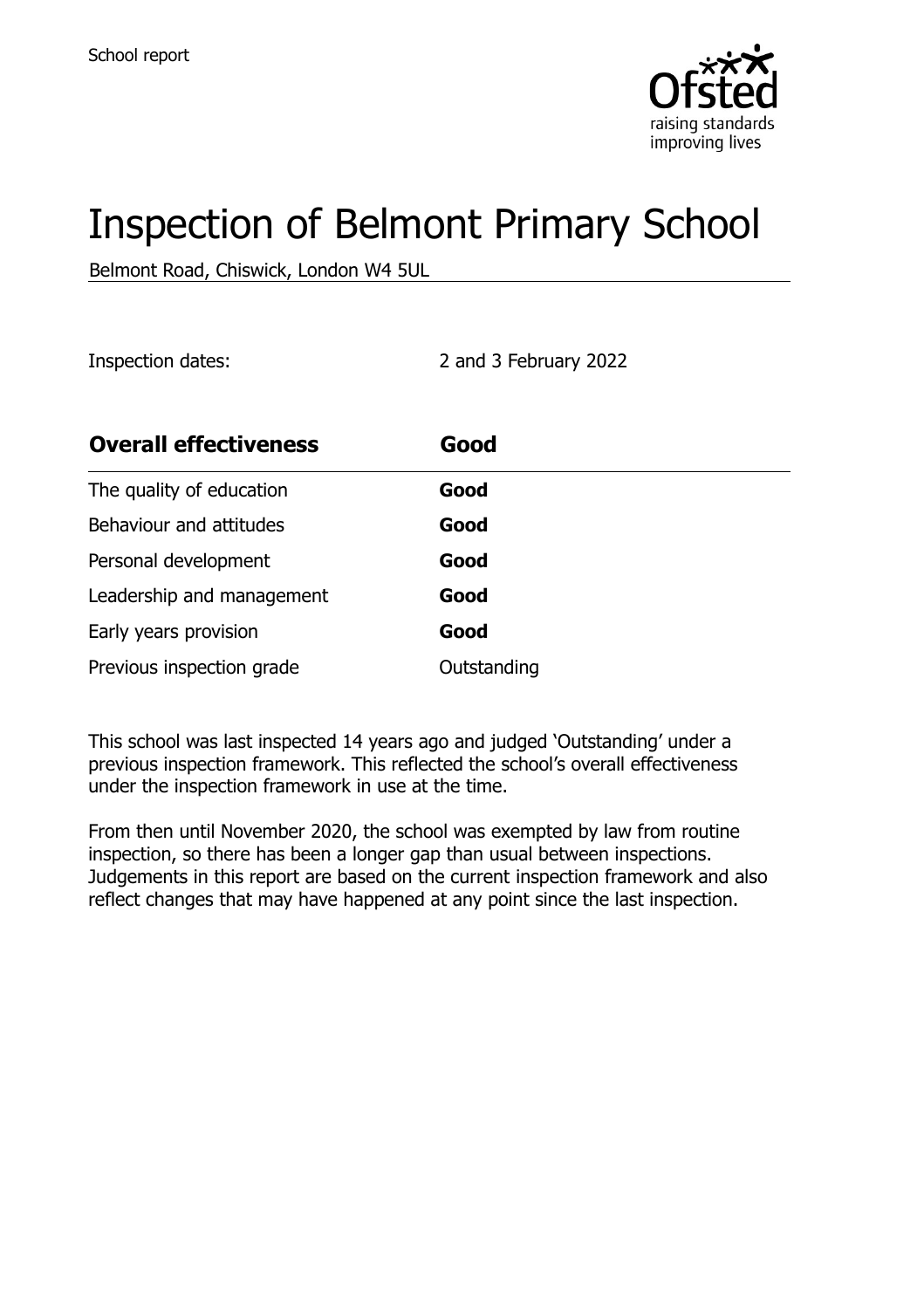School report

# Inspection of Belmont Primary School

Belmont Road, Chiswick, London W4 5UL

Inspection dates: 2 and 3 February 2022

| **Overall effectiveness** | **Good** |
| --- | --- |
| The quality of education | **Good** |
| Behaviour and attitudes | **Good** |
| Personal development | **Good** |
| Leadership and management | **Good** |
| Early years provision | **Good** |
| Previous inspection grade | Outstanding |

This school was last inspected 14 years ago and judged 'Outstanding' under a previous inspection framework. This reflected the school's overall effectiveness under the inspection framework in use at the time.

From then until November 2020, the school was exempted by law from routine inspection, so there has been a longer gap than usual between inspections. Judgements in this report are based on the current inspection framework and also reflect changes that may have happened at any point since the last inspection.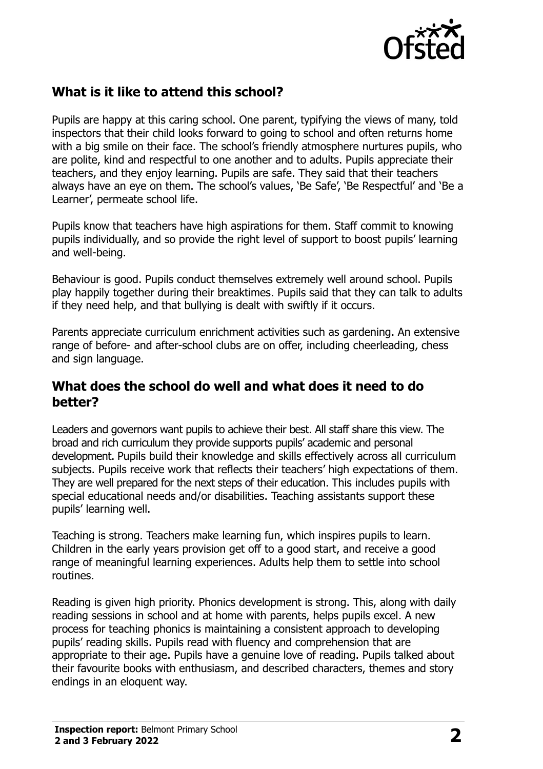## What is it like to attend this school?

Pupils are happy at this caring school. One parent, typifying the views of many, told inspectors that their child looks forward to going to school and often returns home with a big smile on their face. The school's friendly atmosphere nurtures pupils, who are polite, kind and respectful to one another and to adults. Pupils appreciate their teachers, and they enjoy learning. Pupils are safe. They said that their teachers always have an eye on them. The school's values, 'Be Safe', 'Be Respectful' and 'Be a Learner', permeate school life.

Pupils know that teachers have high aspirations for them. Staff commit to knowing pupils individually, and so provide the right level of support to boost pupils' learning and well-being.

Behaviour is good. Pupils conduct themselves extremely well around school. Pupils play happily together during their breaktimes. Pupils said that they can talk to adults if they need help, and that bullying is dealt with swiftly if it occurs.

Parents appreciate curriculum enrichment activities such as gardening. An extensive range of before- and after-school clubs are on offer, including cheerleading, chess and sign language.

## What does the school do well and what does it need to do better?

Leaders and governors want pupils to achieve their best. All staff share this view. The broad and rich curriculum they provide supports pupils' academic and personal development. Pupils build their knowledge and skills effectively across all curriculum subjects. Pupils receive work that reflects their teachers' high expectations of them. They are well prepared for the next steps of their education. This includes pupils with special educational needs and/or disabilities. Teaching assistants support these pupils' learning well.

Teaching is strong. Teachers make learning fun, which inspires pupils to learn. Children in the early years provision get off to a good start, and receive a good range of meaningful learning experiences. Adults help them to settle into school routines.

Reading is given high priority. Phonics development is strong. This, along with daily reading sessions in school and at home with parents, helps pupils excel. A new process for teaching phonics is maintaining a consistent approach to developing pupils' reading skills. Pupils read with fluency and comprehension that are appropriate to their age. Pupils have a genuine love of reading. Pupils talked about their favourite books with enthusiasm, and described characters, themes and story endings in an eloquent way.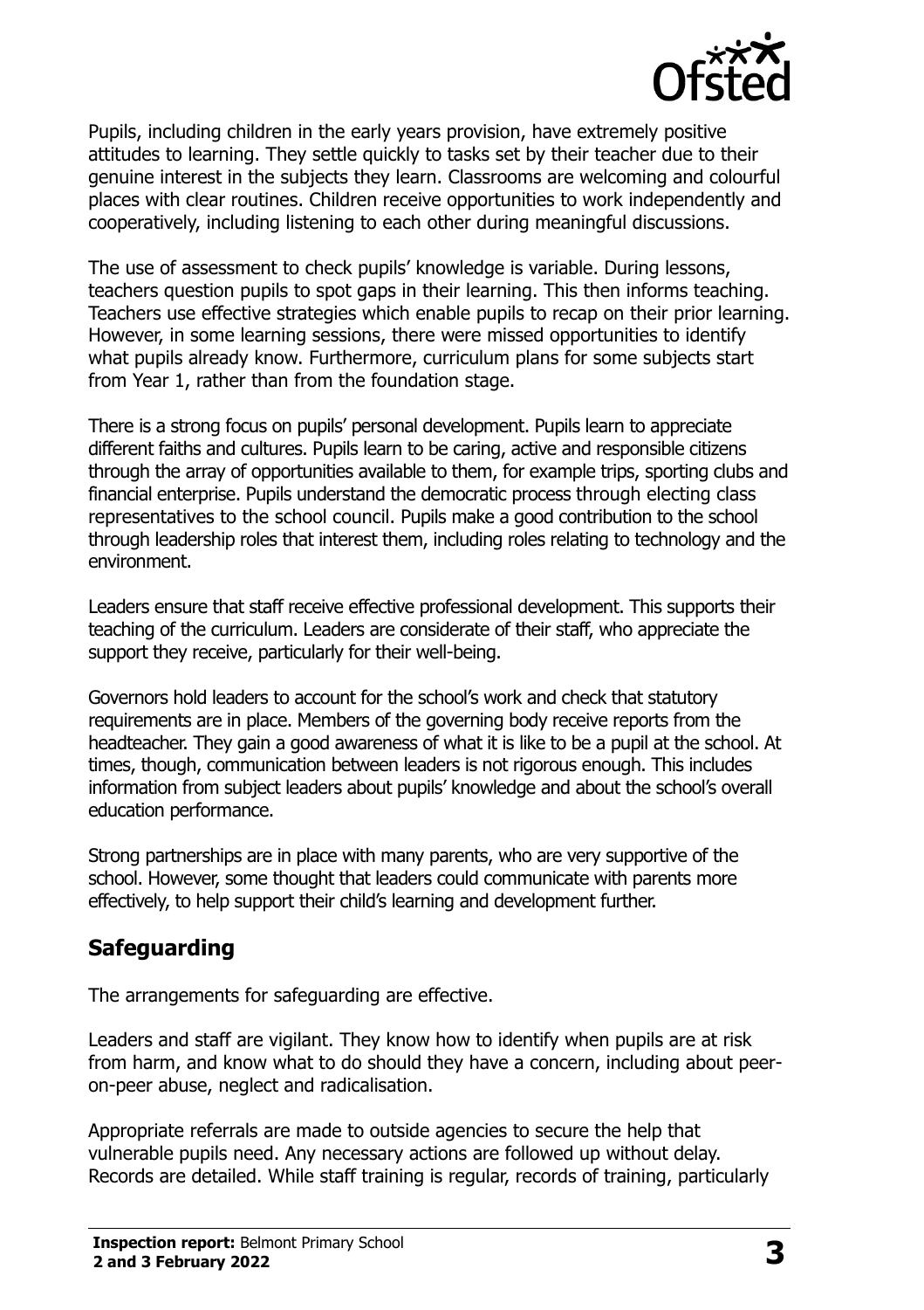Pupils, including children in the early years provision, have extremely positive attitudes to learning. They settle quickly to tasks set by their teacher due to their genuine interest in the subjects they learn. Classrooms are welcoming and colourful places with clear routines. Children receive opportunities to work independently and cooperatively, including listening to each other during meaningful discussions.

The use of assessment to check pupils' knowledge is variable. During lessons, teachers question pupils to spot gaps in their learning. This then informs teaching. Teachers use effective strategies which enable pupils to recap on their prior learning. However, in some learning sessions, there were missed opportunities to identify what pupils already know. Furthermore, curriculum plans for some subjects start from Year 1, rather than from the foundation stage.

There is a strong focus on pupils' personal development. Pupils learn to appreciate different faiths and cultures. Pupils learn to be caring, active and responsible citizens through the array of opportunities available to them, for example trips, sporting clubs and financial enterprise. Pupils understand the democratic process through electing class representatives to the school council. Pupils make a good contribution to the school through leadership roles that interest them, including roles relating to technology and the environment.

Leaders ensure that staff receive effective professional development. This supports their teaching of the curriculum. Leaders are considerate of their staff, who appreciate the support they receive, particularly for their well-being.

Governors hold leaders to account for the school's work and check that statutory requirements are in place. Members of the governing body receive reports from the headteacher. They gain a good awareness of what it is like to be a pupil at the school. At times, though, communication between leaders is not rigorous enough. This includes information from subject leaders about pupils' knowledge and about the school's overall education performance.

Strong partnerships are in place with many parents, who are very supportive of the school. However, some thought that leaders could communicate with parents more effectively, to help support their child's learning and development further.

## Safeguarding

The arrangements for safeguarding are effective.

Leaders and staff are vigilant. They know how to identify when pupils are at risk from harm, and know what to do should they have a concern, including about peer-on-peer abuse, neglect and radicalisation.

Appropriate referrals are made to outside agencies to secure the help that vulnerable pupils need. Any necessary actions are followed up without delay. Records are detailed. While staff training is regular, records of training, particularly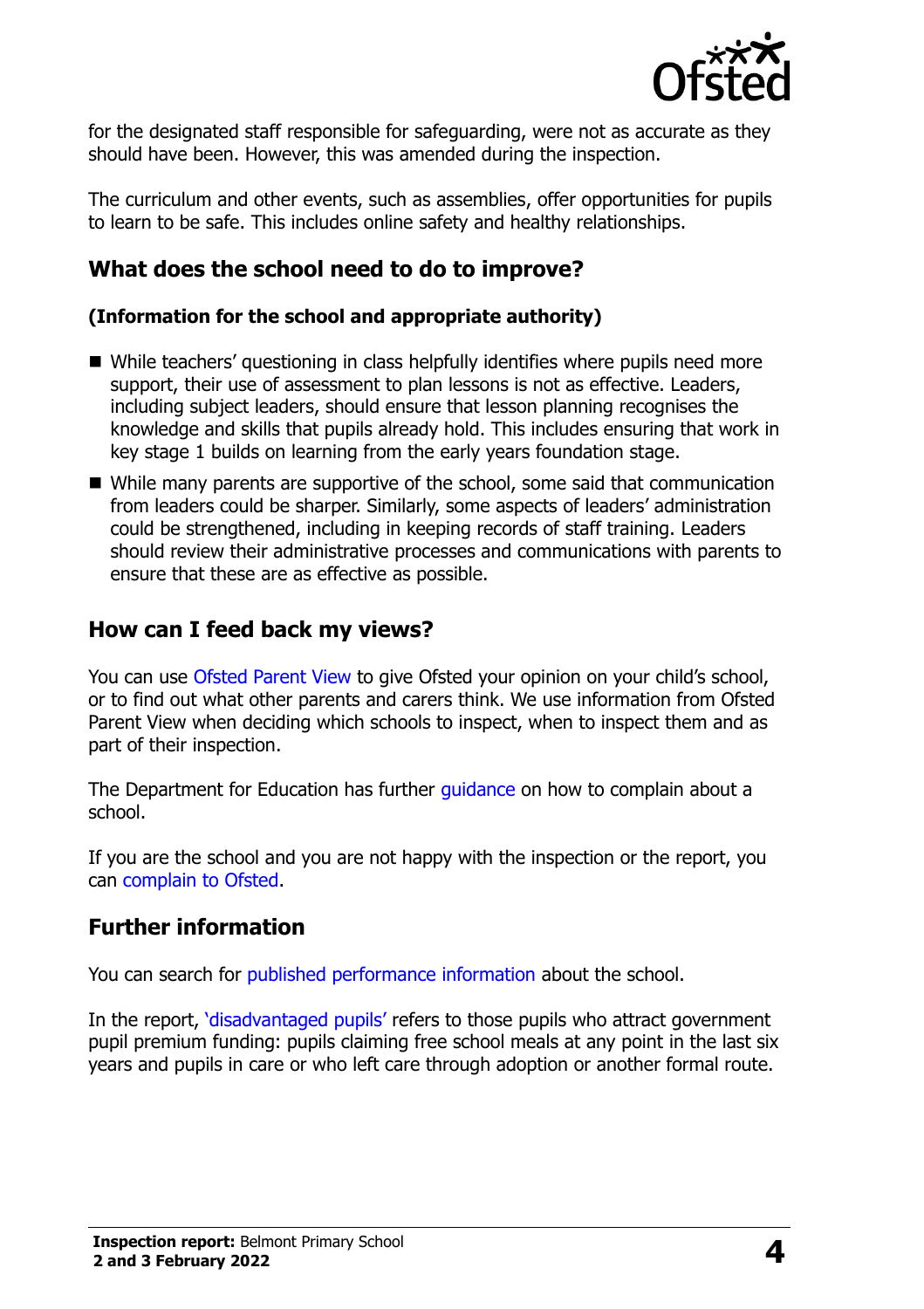for the designated staff responsible for safeguarding, were not as accurate as they should have been. However, this was amended during the inspection.

The curriculum and other events, such as assemblies, offer opportunities for pupils to learn to be safe. This includes online safety and healthy relationships.

## What does the school need to do to improve?

**(Information for the school and appropriate authority)**

- While teachers' questioning in class helpfully identifies where pupils need more support, their use of assessment to plan lessons is not as effective. Leaders, including subject leaders, should ensure that lesson planning recognises the knowledge and skills that pupils already hold. This includes ensuring that work in key stage 1 builds on learning from the early years foundation stage.
- While many parents are supportive of the school, some said that communication from leaders could be sharper. Similarly, some aspects of leaders' administration could be strengthened, including in keeping records of staff training. Leaders should review their administrative processes and communications with parents to ensure that these are as effective as possible.

## How can I feed back my views?

You can use Ofsted Parent View to give Ofsted your opinion on your child's school, or to find out what other parents and carers think. We use information from Ofsted Parent View when deciding which schools to inspect, when to inspect them and as part of their inspection.

The Department for Education has further guidance on how to complain about a school.

If you are the school and you are not happy with the inspection or the report, you can complain to Ofsted.

## Further information

You can search for published performance information about the school.

In the report, 'disadvantaged pupils' refers to those pupils who attract government pupil premium funding: pupils claiming free school meals at any point in the last six years and pupils in care or who left care through adoption or another formal route.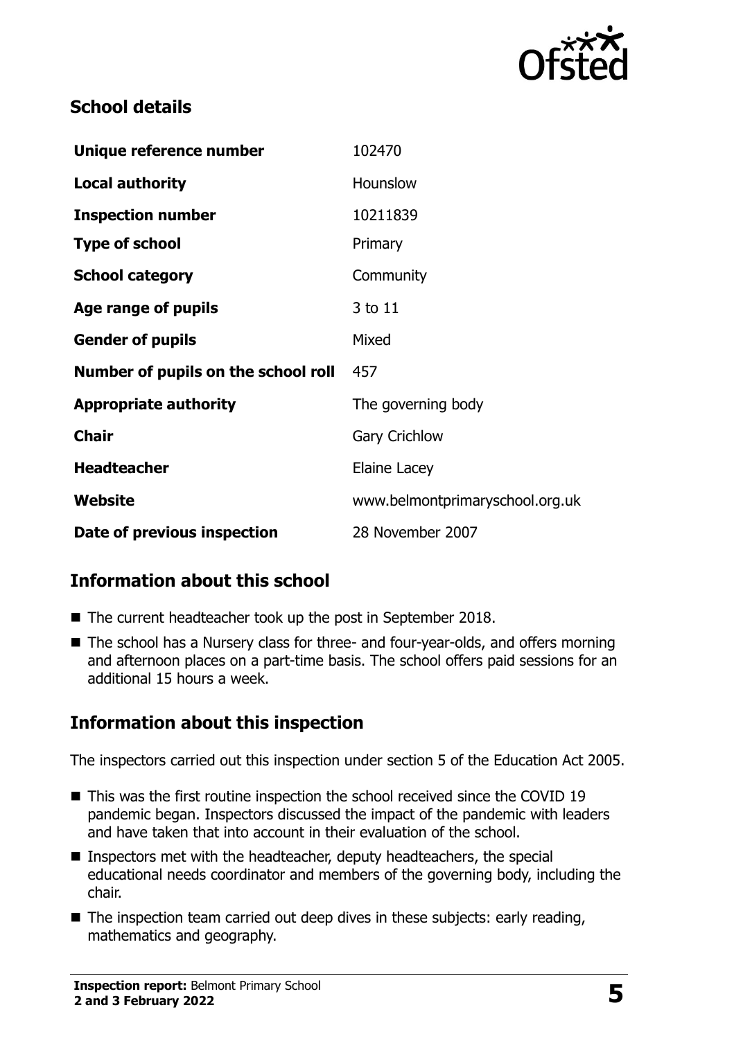## School details

| | |
|---|---|
| **Unique reference number** | 102470 |
| **Local authority** | Hounslow |
| **Inspection number** | 10211839 |
| **Type of school** | Primary |
| **School category** | Community |
| **Age range of pupils** | 3 to 11 |
| **Gender of pupils** | Mixed |
| **Number of pupils on the school roll** | 457 |
| **Appropriate authority** | The governing body |
| **Chair** | Gary Crichlow |
| **Headteacher** | Elaine Lacey |
| **Website** | www.belmontprimaryschool.org.uk |
| **Date of previous inspection** | 28 November 2007 |

## Information about this school

- The current headteacher took up the post in September 2018.
- The school has a Nursery class for three- and four-year-olds, and offers morning and afternoon places on a part-time basis. The school offers paid sessions for an additional 15 hours a week.

## Information about this inspection

The inspectors carried out this inspection under section 5 of the Education Act 2005.

- This was the first routine inspection the school received since the COVID 19 pandemic began. Inspectors discussed the impact of the pandemic with leaders and have taken that into account in their evaluation of the school.
- Inspectors met with the headteacher, deputy headteachers, the special educational needs coordinator and members of the governing body, including the chair.
- The inspection team carried out deep dives in these subjects: early reading, mathematics and geography.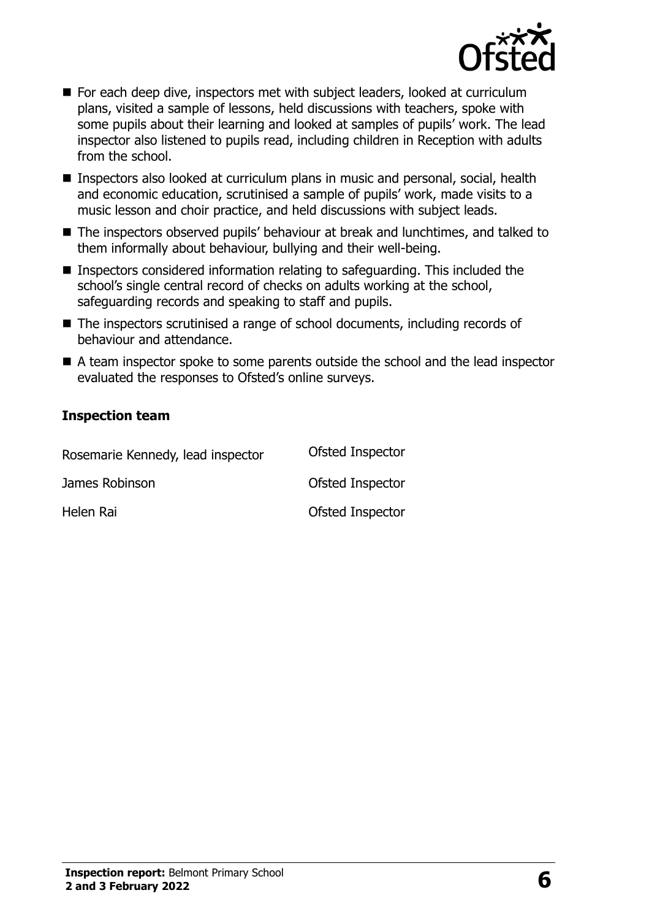- For each deep dive, inspectors met with subject leaders, looked at curriculum plans, visited a sample of lessons, held discussions with teachers, spoke with some pupils about their learning and looked at samples of pupils' work. The lead inspector also listened to pupils read, including children in Reception with adults from the school.
- Inspectors also looked at curriculum plans in music and personal, social, health and economic education, scrutinised a sample of pupils' work, made visits to a music lesson and choir practice, and held discussions with subject leads.
- The inspectors observed pupils' behaviour at break and lunchtimes, and talked to them informally about behaviour, bullying and their well-being.
- Inspectors considered information relating to safeguarding. This included the school's single central record of checks on adults working at the school, safeguarding records and speaking to staff and pupils.
- The inspectors scrutinised a range of school documents, including records of behaviour and attendance.
- A team inspector spoke to some parents outside the school and the lead inspector evaluated the responses to Ofsted's online surveys.

### Inspection team

| | |
|---|---|
| Rosemarie Kennedy, lead inspector | Ofsted Inspector |
| James Robinson | Ofsted Inspector |
| Helen Rai | Ofsted Inspector |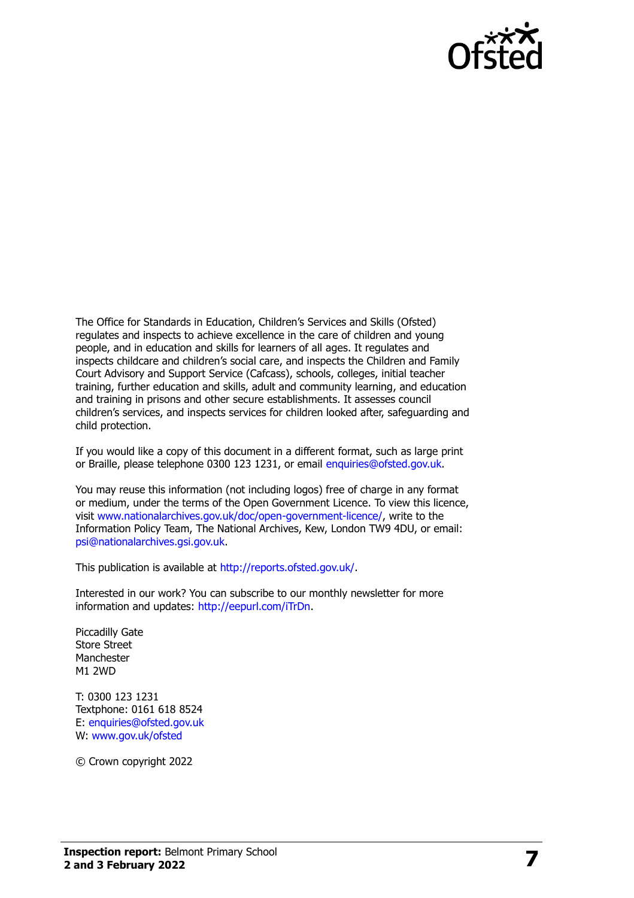The Office for Standards in Education, Children's Services and Skills (Ofsted) regulates and inspects to achieve excellence in the care of children and young people, and in education and skills for learners of all ages. It regulates and inspects childcare and children's social care, and inspects the Children and Family Court Advisory and Support Service (Cafcass), schools, colleges, initial teacher training, further education and skills, adult and community learning, and education and training in prisons and other secure establishments. It assesses council children's services, and inspects services for children looked after, safeguarding and child protection.

If you would like a copy of this document in a different format, such as large print or Braille, please telephone 0300 123 1231, or email enquiries@ofsted.gov.uk.

You may reuse this information (not including logos) free of charge in any format or medium, under the terms of the Open Government Licence. To view this licence, visit www.nationalarchives.gov.uk/doc/open-government-licence/, write to the Information Policy Team, The National Archives, Kew, London TW9 4DU, or email: psi@nationalarchives.gsi.gov.uk.

This publication is available at http://reports.ofsted.gov.uk/.

Interested in our work? You can subscribe to our monthly newsletter for more information and updates: http://eepurl.com/iTrDn.

Piccadilly Gate  
Store Street  
Manchester  
M1 2WD

T: 0300 123 1231  
Textphone: 0161 618 8524  
E: enquiries@ofsted.gov.uk  
W: www.gov.uk/ofsted

© Crown copyright 2022